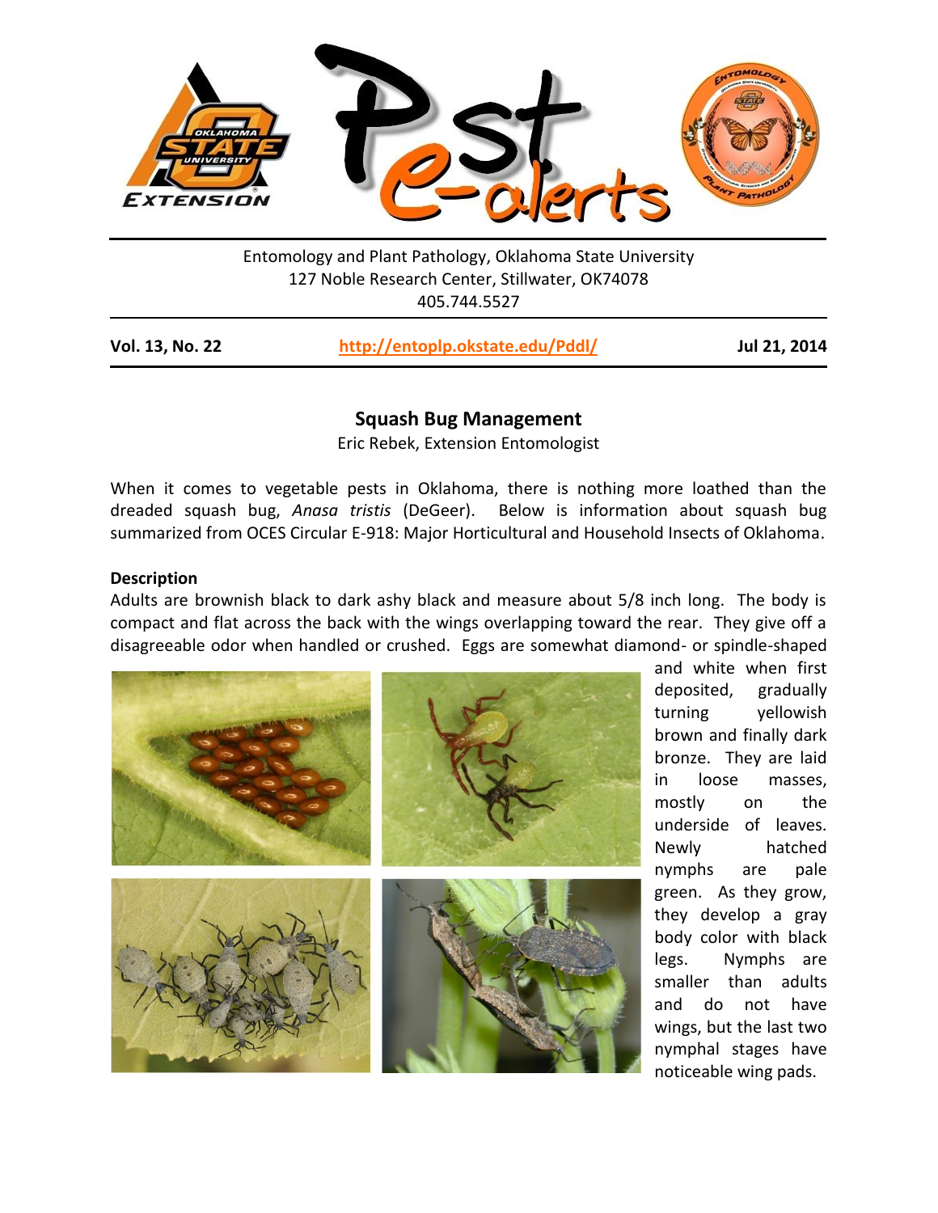Entomology and Plant Pathology, Oklahoma State University
127 Noble Research Center, Stillwater, OK74078
405.744.5527

**Vol. 13, No. 22** | **http://entoplp.okstate.edu/Pddl/** | **Jul 21, 2014**

## Squash Bug Management

Eric Rebek, Extension Entomologist

When it comes to vegetable pests in Oklahoma, there is nothing more loathed than the dreaded squash bug, *Anasa tristis* (DeGeer). Below is information about squash bug summarized from OCES Circular E-918: Major Horticultural and Household Insects of Oklahoma.

### Description

Adults are brownish black to dark ashy black and measure about 5/8 inch long. The body is compact and flat across the back with the wings overlapping toward the rear. They give off a disagreeable odor when handled or crushed. Eggs are somewhat diamond- or spindle-shaped and white when first deposited, gradually turning yellowish brown and finally dark bronze. They are laid in loose masses, mostly on the underside of leaves. Newly hatched nymphs are pale green. As they grow, they develop a gray body color with black legs. Nymphs are smaller than adults and do not have wings, but the last two nymphal stages have noticeable wing pads.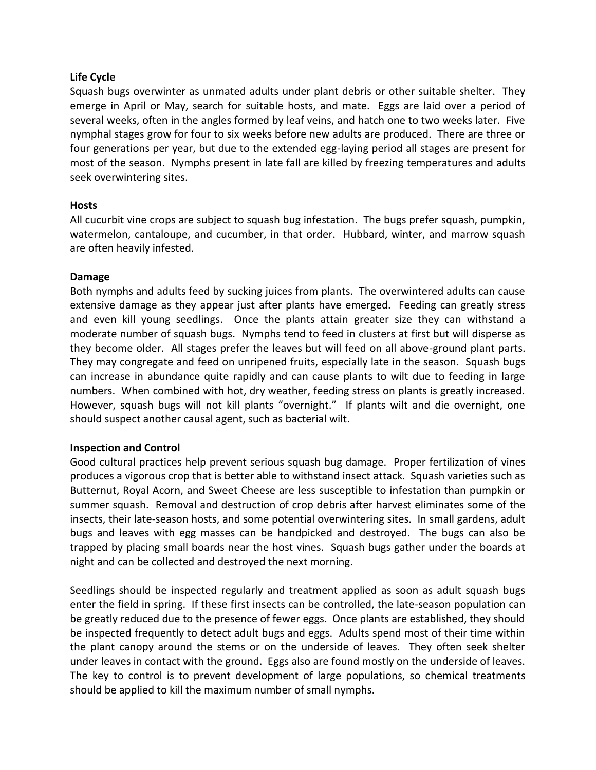**Life Cycle**

Squash bugs overwinter as unmated adults under plant debris or other suitable shelter. They emerge in April or May, search for suitable hosts, and mate. Eggs are laid over a period of several weeks, often in the angles formed by leaf veins, and hatch one to two weeks later. Five nymphal stages grow for four to six weeks before new adults are produced. There are three or four generations per year, but due to the extended egg-laying period all stages are present for most of the season. Nymphs present in late fall are killed by freezing temperatures and adults seek overwintering sites.

**Hosts**

All cucurbit vine crops are subject to squash bug infestation. The bugs prefer squash, pumpkin, watermelon, cantaloupe, and cucumber, in that order. Hubbard, winter, and marrow squash are often heavily infested.

**Damage**

Both nymphs and adults feed by sucking juices from plants. The overwintered adults can cause extensive damage as they appear just after plants have emerged. Feeding can greatly stress and even kill young seedlings. Once the plants attain greater size they can withstand a moderate number of squash bugs. Nymphs tend to feed in clusters at first but will disperse as they become older. All stages prefer the leaves but will feed on all above-ground plant parts. They may congregate and feed on unripened fruits, especially late in the season. Squash bugs can increase in abundance quite rapidly and can cause plants to wilt due to feeding in large numbers. When combined with hot, dry weather, feeding stress on plants is greatly increased. However, squash bugs will not kill plants "overnight." If plants wilt and die overnight, one should suspect another causal agent, such as bacterial wilt.

**Inspection and Control**

Good cultural practices help prevent serious squash bug damage. Proper fertilization of vines produces a vigorous crop that is better able to withstand insect attack. Squash varieties such as Butternut, Royal Acorn, and Sweet Cheese are less susceptible to infestation than pumpkin or summer squash. Removal and destruction of crop debris after harvest eliminates some of the insects, their late-season hosts, and some potential overwintering sites. In small gardens, adult bugs and leaves with egg masses can be handpicked and destroyed. The bugs can also be trapped by placing small boards near the host vines. Squash bugs gather under the boards at night and can be collected and destroyed the next morning.

Seedlings should be inspected regularly and treatment applied as soon as adult squash bugs enter the field in spring. If these first insects can be controlled, the late-season population can be greatly reduced due to the presence of fewer eggs. Once plants are established, they should be inspected frequently to detect adult bugs and eggs. Adults spend most of their time within the plant canopy around the stems or on the underside of leaves. They often seek shelter under leaves in contact with the ground. Eggs also are found mostly on the underside of leaves. The key to control is to prevent development of large populations, so chemical treatments should be applied to kill the maximum number of small nymphs.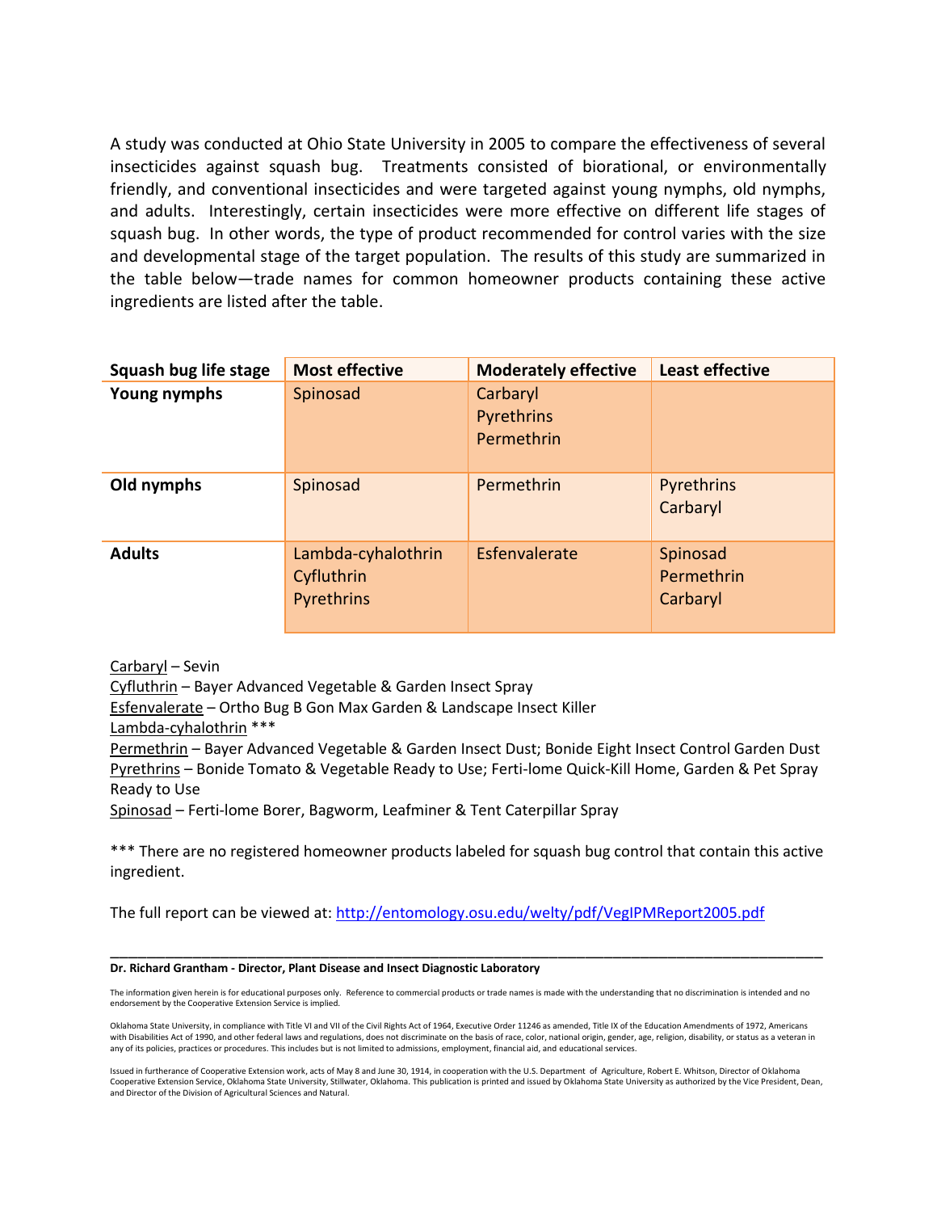A study was conducted at Ohio State University in 2005 to compare the effectiveness of several insecticides against squash bug. Treatments consisted of biorational, or environmentally friendly, and conventional insecticides and were targeted against young nymphs, old nymphs, and adults. Interestingly, certain insecticides were more effective on different life stages of squash bug. In other words, the type of product recommended for control varies with the size and developmental stage of the target population. The results of this study are summarized in the table below—trade names for common homeowner products containing these active ingredients are listed after the table.

| Squash bug life stage | Most effective | Moderately effective | Least effective |
|---|---|---|---|
| **Young nymphs** | Spinosad | Carbaryl<br>Pyrethrins<br>Permethrin | |
| **Old nymphs** | Spinosad | Permethrin | Pyrethrins<br>Carbaryl |
| **Adults** | Lambda-cyhalothrin<br>Cyfluthrin<br>Pyrethrins | Esfenvalerate | Spinosad<br>Permethrin<br>Carbaryl |

<u>Carbaryl</u> – Sevin
<u>Cyfluthrin</u> – Bayer Advanced Vegetable & Garden Insect Spray
<u>Esfenvalerate</u> – Ortho Bug B Gon Max Garden & Landscape Insect Killer
<u>Lambda-cyhalothrin</u> ***
<u>Permethrin</u> – Bayer Advanced Vegetable & Garden Insect Dust; Bonide Eight Insect Control Garden Dust
<u>Pyrethrins</u> – Bonide Tomato & Vegetable Ready to Use; Ferti-lome Quick-Kill Home, Garden & Pet Spray Ready to Use
<u>Spinosad</u> – Ferti-lome Borer, Bagworm, Leafminer & Tent Caterpillar Spray

*** There are no registered homeowner products labeled for squash bug control that contain this active ingredient.

The full report can be viewed at: http://entomology.osu.edu/welty/pdf/VegIPMReport2005.pdf

---

**Dr. Richard Grantham - Director, Plant Disease and Insect Diagnostic Laboratory**

The information given herein is for educational purposes only. Reference to commercial products or trade names is made with the understanding that no discrimination is intended and no endorsement by the Cooperative Extension Service is implied.

Oklahoma State University, in compliance with Title VI and VII of the Civil Rights Act of 1964, Executive Order 11246 as amended, Title IX of the Education Amendments of 1972, Americans with Disabilities Act of 1990, and other federal laws and regulations, does not discriminate on the basis of race, color, national origin, gender, age, religion, disability, or status as a veteran in any of its policies, practices or procedures. This includes but is not limited to admissions, employment, financial aid, and educational services.

Issued in furtherance of Cooperative Extension work, acts of May 8 and June 30, 1914, in cooperation with the U.S. Department of Agriculture, Robert E. Whitson, Director of Oklahoma Cooperative Extension Service, Oklahoma State University, Stillwater, Oklahoma. This publication is printed and issued by Oklahoma State University as authorized by the Vice President, Dean, and Director of the Division of Agricultural Sciences and Natural.